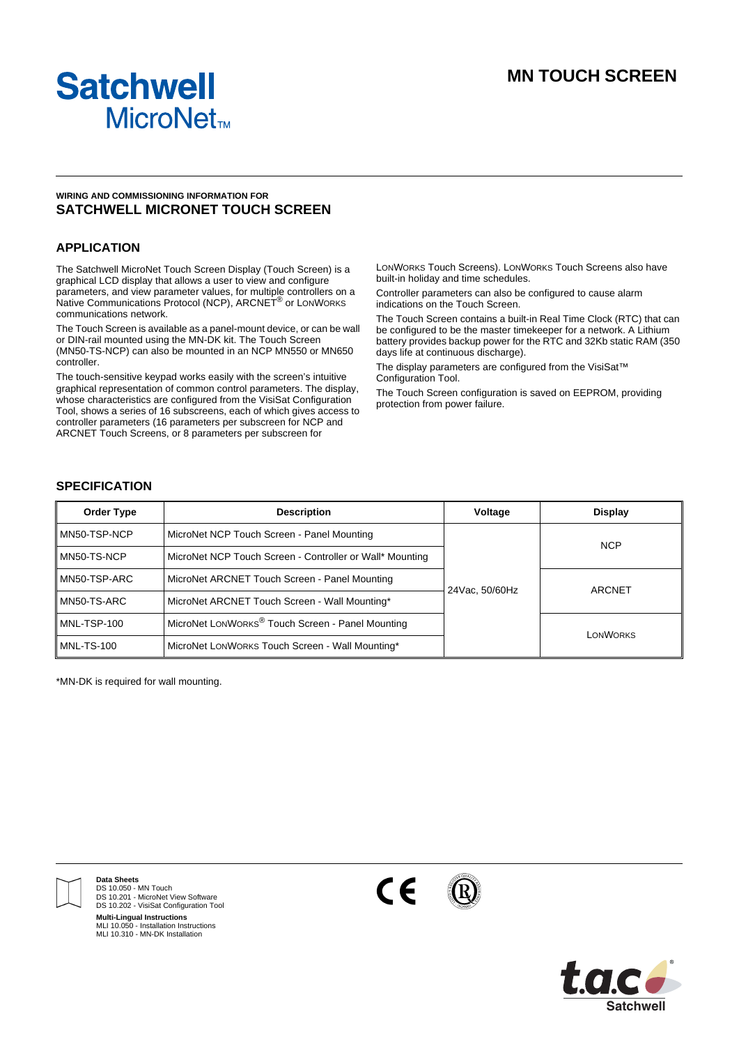# MN TOUCH SCREEN

Satchwell MicroNet™

**WIRING AND COMMISSIONING INFORMATION FOR**

## SATCHWELL MICRONET TOUCH SCREEN

## APPLICATION

The Satchwell MicroNet Touch Screen Display (Touch Screen) is a graphical LCD display that allows a user to view and configure parameters, and view parameter values, for multiple controllers on a Native Communications Protocol (NCP), ARCNET® or LONWORKS communications network.

The Touch Screen is available as a panel-mount device, or can be wall or DIN-rail mounted using the MN-DK kit. The Touch Screen (MN50-TS-NCP) can also be mounted in an NCP MN550 or MN650 controller.

The touch-sensitive keypad works easily with the screen's intuitive graphical representation of common control parameters. The display, whose characteristics are configured from the VisiSat Configuration Tool, shows a series of 16 subscreens, each of which gives access to controller parameters (16 parameters per subscreen for NCP and ARCNET Touch Screens, or 8 parameters per subscreen for LONWORKS Touch Screens). LONWORKS Touch Screens also have built-in holiday and time schedules.

Controller parameters can also be configured to cause alarm indications on the Touch Screen.

The Touch Screen contains a built-in Real Time Clock (RTC) that can be configured to be the master timekeeper for a network. A Lithium battery provides backup power for the RTC and 32Kb static RAM (350 days life at continuous discharge).

The display parameters are configured from the VisiSat™ Configuration Tool.

The Touch Screen configuration is saved on EEPROM, providing protection from power failure.

## SPECIFICATION

| Order Type | Description | Voltage | Display |
|---|---|---|---|
| MN50-TSP-NCP | MicroNet NCP Touch Screen - Panel Mounting | 24Vac, 50/60Hz | NCP |
| MN50-TS-NCP | MicroNet NCP Touch Screen - Controller or Wall* Mounting | | |
| MN50-TSP-ARC | MicroNet ARCNET Touch Screen - Panel Mounting | | ARCNET |
| MN50-TS-ARC | MicroNet ARCNET Touch Screen - Wall Mounting* | | |
| MNL-TSP-100 | MicroNet LONWORKS® Touch Screen - Panel Mounting | | LONWORKS |
| MNL-TS-100 | MicroNet LONWORKS Touch Screen - Wall Mounting* | | |

*MN-DK is required for wall mounting.

**Data Sheets**
DS 10.050 - MN Touch
DS 10.201 - MicroNet View Software
DS 10.202 - VisiSat Configuration Tool

**Multi-Lingual Instructions**
MLI 10.050 - Installation Instructions
MLI 10.310 - MN-DK Installation

t.a.c Satchwell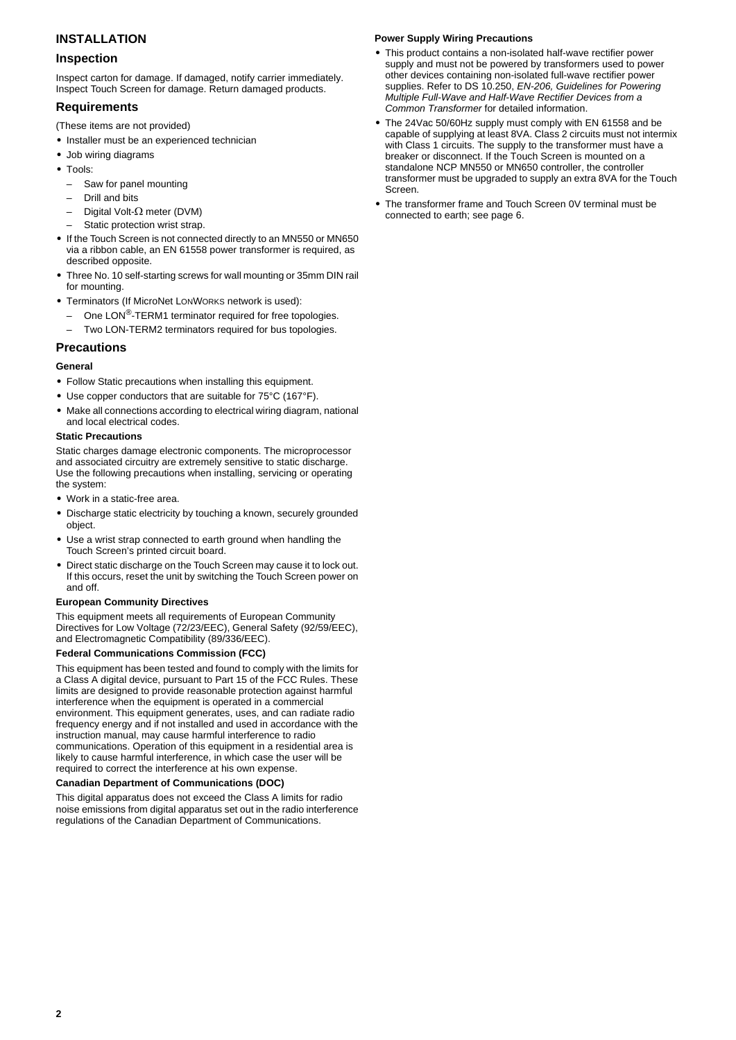# INSTALLATION

## Inspection

Inspect carton for damage. If damaged, notify carrier immediately. Inspect Touch Screen for damage. Return damaged products.

## Requirements

(These items are not provided)

- Installer must be an experienced technician
- Job wiring diagrams
- Tools:
  - Saw for panel mounting
  - Drill and bits
  - Digital Volt-Ω meter (DVM)
  - Static protection wrist strap.
- If the Touch Screen is not connected directly to an MN550 or MN650 via a ribbon cable, an EN 61558 power transformer is required, as described opposite.
- Three No. 10 self-starting screws for wall mounting or 35mm DIN rail for mounting.
- Terminators (If MicroNet LONWORKS network is used):
  - One LON®-TERM1 terminator required for free topologies.
  - Two LON-TERM2 terminators required for bus topologies.

## Precautions

### General

- Follow Static precautions when installing this equipment.
- Use copper conductors that are suitable for 75°C (167°F).
- Make all connections according to electrical wiring diagram, national and local electrical codes.

### Static Precautions

Static charges damage electronic components. The microprocessor and associated circuitry are extremely sensitive to static discharge. Use the following precautions when installing, servicing or operating the system:

- Work in a static-free area.
- Discharge static electricity by touching a known, securely grounded object.
- Use a wrist strap connected to earth ground when handling the Touch Screen's printed circuit board.
- Direct static discharge on the Touch Screen may cause it to lock out. If this occurs, reset the unit by switching the Touch Screen power on and off.

### European Community Directives

This equipment meets all requirements of European Community Directives for Low Voltage (72/23/EEC), General Safety (92/59/EEC), and Electromagnetic Compatibility (89/336/EEC).

### Federal Communications Commission (FCC)

This equipment has been tested and found to comply with the limits for a Class A digital device, pursuant to Part 15 of the FCC Rules. These limits are designed to provide reasonable protection against harmful interference when the equipment is operated in a commercial environment. This equipment generates, uses, and can radiate radio frequency energy and if not installed and used in accordance with the instruction manual, may cause harmful interference to radio communications. Operation of this equipment in a residential area is likely to cause harmful interference, in which case the user will be required to correct the interference at his own expense.

### Canadian Department of Communications (DOC)

This digital apparatus does not exceed the Class A limits for radio noise emissions from digital apparatus set out in the radio interference regulations of the Canadian Department of Communications.

### Power Supply Wiring Precautions

- This product contains a non-isolated half-wave rectifier power supply and must not be powered by transformers used to power other devices containing non-isolated full-wave rectifier power supplies. Refer to DS 10.250, *EN-206, Guidelines for Powering Multiple Full-Wave and Half-Wave Rectifier Devices from a Common Transformer* for detailed information.
- The 24Vac 50/60Hz supply must comply with EN 61558 and be capable of supplying at least 8VA. Class 2 circuits must not intermix with Class 1 circuits. The supply to the transformer must have a breaker or disconnect. If the Touch Screen is mounted on a standalone NCP MN550 or MN650 controller, the controller transformer must be upgraded to supply an extra 8VA for the Touch Screen.
- The transformer frame and Touch Screen 0V terminal must be connected to earth; see page 6.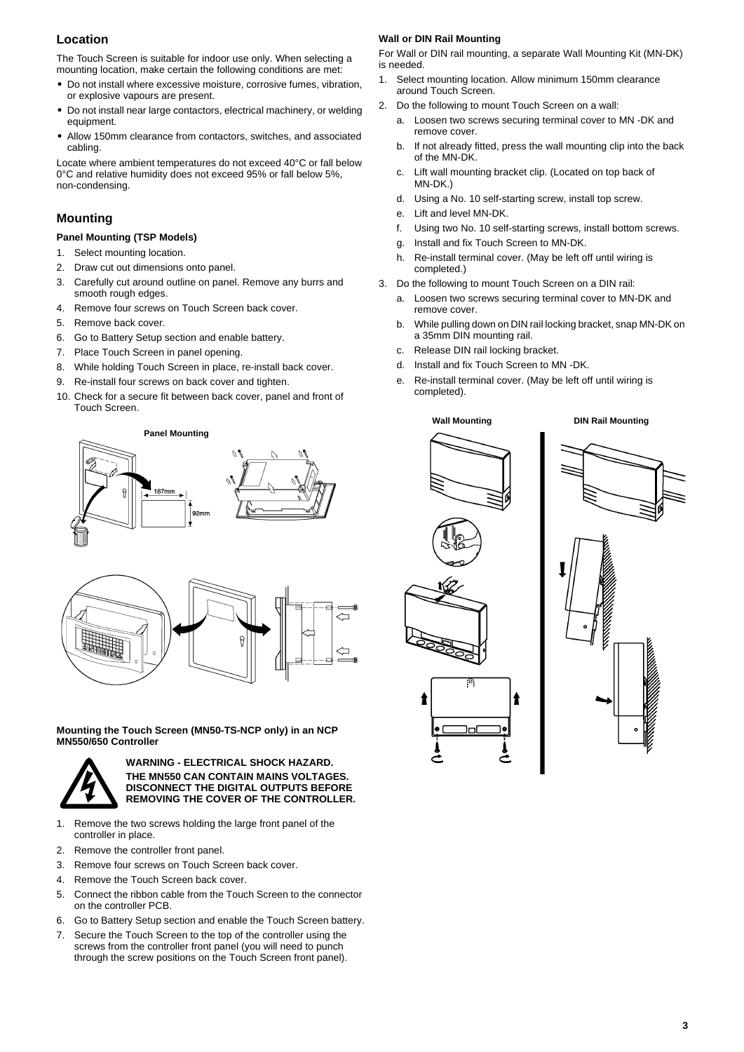## Location

The Touch Screen is suitable for indoor use only. When selecting a mounting location, make certain the following conditions are met:

- Do not install where excessive moisture, corrosive fumes, vibration, or explosive vapours are present.
- Do not install near large contactors, electrical machinery, or welding equipment.
- Allow 150mm clearance from contactors, switches, and associated cabling.

Locate where ambient temperatures do not exceed 40°C or fall below 0°C and relative humidity does not exceed 95% or fall below 5%, non-condensing.

## Mounting

### Panel Mounting (TSP Models)

1. Select mounting location.
2. Draw cut out dimensions onto panel.
3. Carefully cut around outline on panel. Remove any burrs and smooth rough edges.
4. Remove four screws on Touch Screen back cover.
5. Remove back cover.
6. Go to Battery Setup section and enable battery.
7. Place Touch Screen in panel opening.
8. While holding Touch Screen in place, re-install back cover.
9. Re-install four screws on back cover and tighten.
10. Check for a secure fit between back cover, panel and front of Touch Screen.

**Panel Mounting**

187mm

92mm

### Mounting the Touch Screen (MN50-TS-NCP only) in an NCP MN550/650 Controller

**WARNING - ELECTRICAL SHOCK HAZARD.**
**THE MN550 CAN CONTAIN MAINS VOLTAGES. DISCONNECT THE DIGITAL OUTPUTS BEFORE REMOVING THE COVER OF THE CONTROLLER.**

1. Remove the two screws holding the large front panel of the controller in place.
2. Remove the controller front panel.
3. Remove four screws on Touch Screen back cover.
4. Remove the Touch Screen back cover.
5. Connect the ribbon cable from the Touch Screen to the connector on the controller PCB.
6. Go to Battery Setup section and enable the Touch Screen battery.
7. Secure the Touch Screen to the top of the controller using the screws from the controller front panel (you will need to punch through the screw positions on the Touch Screen front panel).

### Wall or DIN Rail Mounting

For Wall or DIN rail mounting, a separate Wall Mounting Kit (MN-DK) is needed.

1. Select mounting location. Allow minimum 150mm clearance around Touch Screen.
2. Do the following to mount Touch Screen on a wall:
   a. Loosen two screws securing terminal cover to MN -DK and remove cover.
   b. If not already fitted, press the wall mounting clip into the back of the MN-DK.
   c. Lift wall mounting bracket clip. (Located on top back of MN-DK.)
   d. Using a No. 10 self-starting screw, install top screw.
   e. Lift and level MN-DK.
   f. Using two No. 10 self-starting screws, install bottom screws.
   g. Install and fix Touch Screen to MN-DK.
   h. Re-install terminal cover. (May be left off until wiring is completed.)
3. Do the following to mount Touch Screen on a DIN rail:
   a. Loosen two screws securing terminal cover to MN-DK and remove cover.
   b. While pulling down on DIN rail locking bracket, snap MN-DK on a 35mm DIN mounting rail.
   c. Release DIN rail locking bracket.
   d. Install and fix Touch Screen to MN -DK.
   e. Re-install terminal cover. (May be left off until wiring is completed).

**Wall Mounting** **DIN Rail Mounting**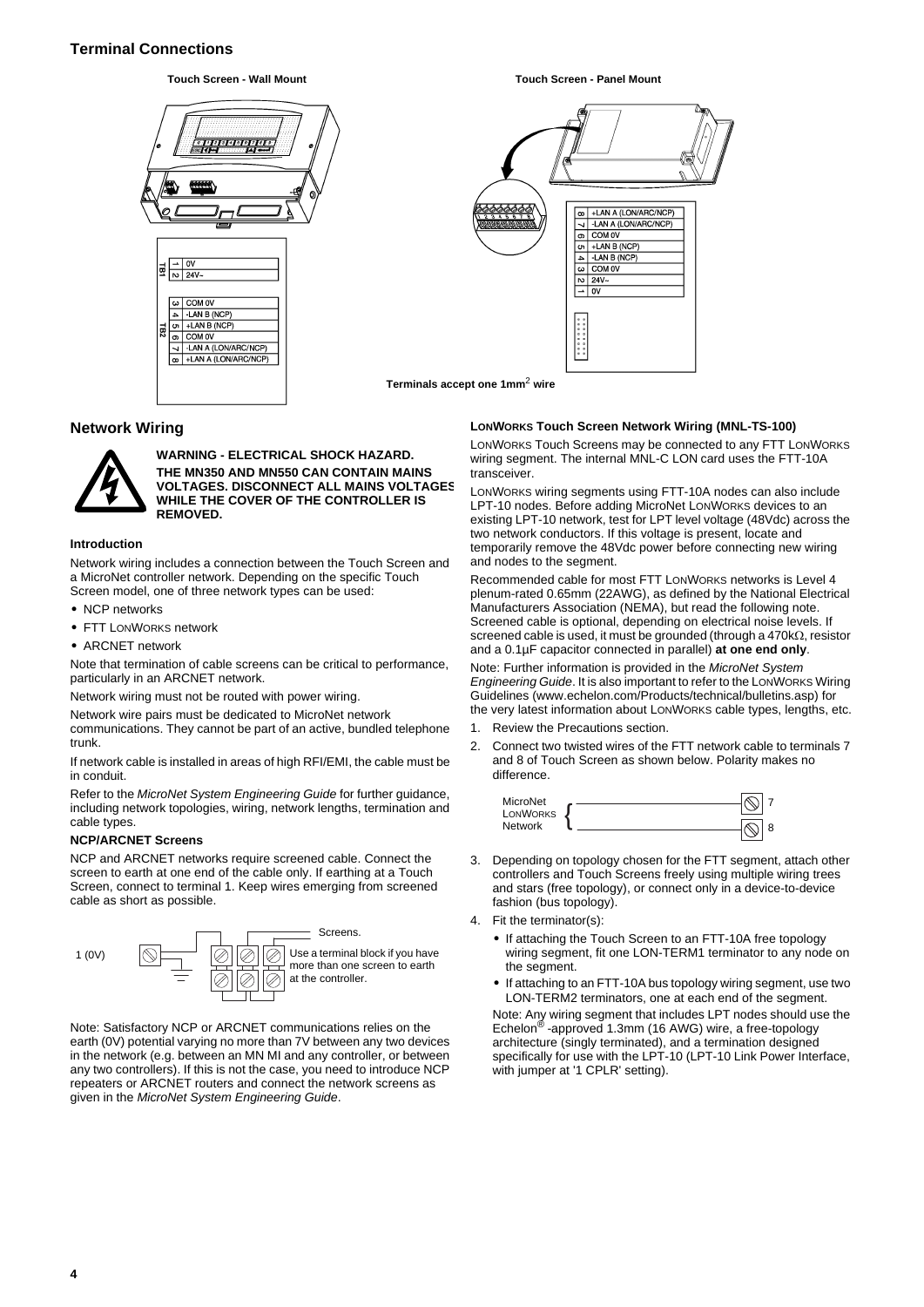## Terminal Connections

**Touch Screen - Wall Mount**

| | | |
|---|---|---|
| TB1 | 1 | 0V |
| | 2 | 24V~ |
| TB2 | 3 | COM 0V |
| | 4 | -LAN B (NCP) |
| | 5 | +LAN B (NCP) |
| | 6 | COM 0V |
| | 7 | -LAN A (LON/ARC/NCP) |
| | 8 | +LAN A (LON/ARC/NCP) |

**Touch Screen - Panel Mount**

| | |
|---|---|
| 8 | +LAN A (LON/ARC/NCP) |
| 7 | -LAN A (LON/ARC/NCP) |
| 6 | COM 0V |
| 5 | +LAN B (NCP) |
| 4 | -LAN B (NCP) |
| 3 | COM 0V |
| 2 | 24V~ |
| 1 | 0V |

**Terminals accept one 1mm$^2$ wire**

## Network Wiring

**WARNING - ELECTRICAL SHOCK HAZARD.**
**THE MN350 AND MN550 CAN CONTAIN MAINS VOLTAGES. DISCONNECT ALL MAINS VOLTAGES WHILE THE COVER OF THE CONTROLLER IS REMOVED.**

### Introduction

Network wiring includes a connection between the Touch Screen and a MicroNet controller network. Depending on the specific Touch Screen model, one of three network types can be used:

- NCP networks
- FTT LONWORKS network
- ARCNET network

Note that termination of cable screens can be critical to performance, particularly in an ARCNET network.

Network wiring must not be routed with power wiring.

Network wire pairs must be dedicated to MicroNet network communications. They cannot be part of an active, bundled telephone trunk.

If network cable is installed in areas of high RFI/EMI, the cable must be in conduit.

Refer to the *MicroNet System Engineering Guide* for further guidance, including network topologies, wiring, network lengths, termination and cable types.

### NCP/ARCNET Screens

NCP and ARCNET networks require screened cable. Connect the screen to earth at one end of the cable only. If earthing at a Touch Screen, connect to terminal 1. Keep wires emerging from screened cable as short as possible.

1 (0V) — Screens. Use a terminal block if you have more than one screen to earth at the controller.

Note: Satisfactory NCP or ARCNET communications relies on the earth (0V) potential varying no more than 7V between any two devices in the network (e.g. between an MN MI and any controller, or between any two controllers). If this is not the case, you need to introduce NCP repeaters or ARCNET routers and connect the network screens as given in the *MicroNet System Engineering Guide*.

### LONWORKS Touch Screen Network Wiring (MNL-TS-100)

LONWORKS Touch Screens may be connected to any FTT LONWORKS wiring segment. The internal MNL-C LON card uses the FTT-10A transceiver.

LONWORKS wiring segments using FTT-10A nodes can also include LPT-10 nodes. Before adding MicroNet LONWORKS devices to an existing LPT-10 network, test for LPT level voltage (48Vdc) across the two network conductors. If this voltage is present, locate and temporarily remove the 48Vdc power before connecting new wiring and nodes to the segment.

Recommended cable for most FTT LONWORKS networks is Level 4 plenum-rated 0.65mm (22AWG), as defined by the National Electrical Manufacturers Association (NEMA), but read the following note. Screened cable is optional, depending on electrical noise levels. If screened cable is used, it must be grounded (through a 470kΩ, resistor and a 0.1µF capacitor connected in parallel) **at one end only**.

Note: Further information is provided in the *MicroNet System Engineering Guide*. It is also important to refer to the LONWORKS Wiring Guidelines (www.echelon.com/Products/technical/bulletins.asp) for the very latest information about LONWORKS cable types, lengths, etc.

1. Review the Precautions section.
2. Connect two twisted wires of the FTT network cable to terminals 7 and 8 of Touch Screen as shown below. Polarity makes no difference.

   MicroNet LONWORKS Network — 7, 8

3. Depending on topology chosen for the FTT segment, attach other controllers and Touch Screens freely using multiple wiring trees and stars (free topology), or connect only in a device-to-device fashion (bus topology).
4. Fit the terminator(s):
   - If attaching the Touch Screen to an FTT-10A free topology wiring segment, fit one LON-TERM1 terminator to any node on the segment.
   - If attaching to an FTT-10A bus topology wiring segment, use two LON-TERM2 terminators, one at each end of the segment.

   Note: Any wiring segment that includes LPT nodes should use the Echelon® -approved 1.3mm (16 AWG) wire, a free-topology architecture (singly terminated), and a termination designed specifically for use with the LPT-10 (LPT-10 Link Power Interface, with jumper at '1 CPLR' setting).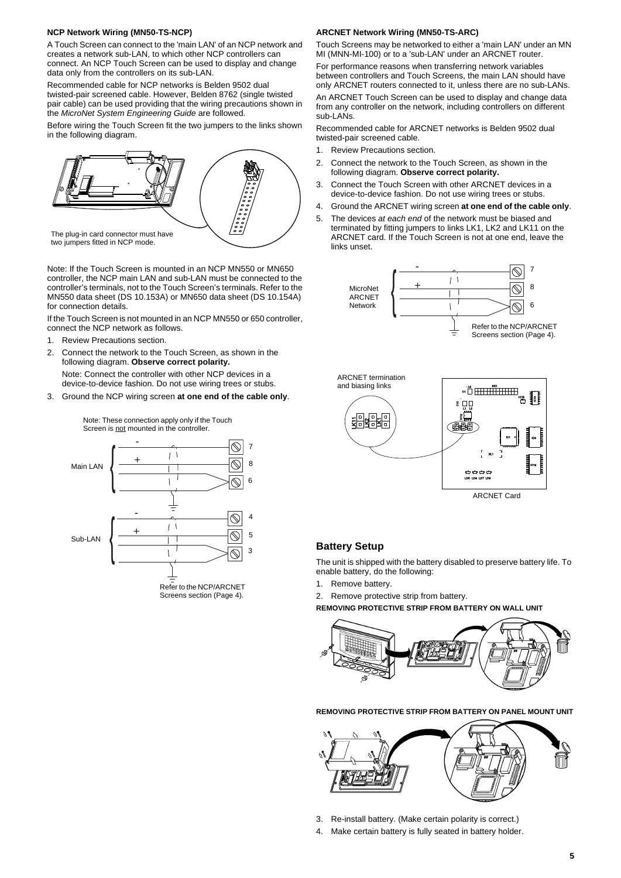### NCP Network Wiring (MN50-TS-NCP)

A Touch Screen can connect to the 'main LAN' of an NCP network and creates a network sub-LAN, to which other NCP controllers can connect. An NCP Touch Screen can be used to display and change data only from the controllers on its sub-LAN.

Recommended cable for NCP networks is Belden 9502 dual twisted-pair screened cable. However, Belden 8762 (single twisted pair cable) can be used providing that the wiring precautions shown in the *MicroNet System Engineering Guide* are followed.

Before wiring the Touch Screen fit the two jumpers to the links shown in the following diagram.

The plug-in card connector must have two jumpers fitted in NCP mode.

Note: If the Touch Screen is mounted in an NCP MN550 or MN650 controller, the NCP main LAN and sub-LAN must be connected to the controller's terminals, not to the Touch Screen's terminals. Refer to the MN550 data sheet (DS 10.153A) or MN650 data sheet (DS 10.154A) for connection details.

If the Touch Screen is not mounted in an NCP MN550 or 650 controller, connect the NCP network as follows.

1. Review Precautions section.
2. Connect the network to the Touch Screen, as shown in the following diagram. **Observe correct polarity.**

   Note: Connect the controller with other NCP devices in a device-to-device fashion. Do not use wiring trees or stubs.
3. Ground the NCP wiring screen **at one end of the cable only**.

Note: These connection apply only if the Touch Screen is not mounted in the controller.

Main LAN: - 7, + 8, 6
Sub-LAN: - 4, + 5, 3

Refer to the NCP/ARCNET Screens section (Page 4).

### ARCNET Network Wiring (MN50-TS-ARC)

Touch Screens may be networked to either a 'main LAN' under an MN MI (MNN-MI-100) or to a 'sub-LAN' under an ARCNET router.

For performance reasons when transferring network variables between controllers and Touch Screens, the main LAN should have only ARCNET routers connected to it, unless there are no sub-LANs.

An ARCNET Touch Screen can be used to display and change data from any controller on the network, including controllers on different sub-LANs.

Recommended cable for ARCNET networks is Belden 9502 dual twisted-pair screened cable.

1. Review Precautions section.
2. Connect the network to the Touch Screen, as shown in the following diagram. **Observe correct polarity.**
3. Connect the Touch Screen with other ARCNET devices in a device-to-device fashion. Do not use wiring trees or stubs.
4. Ground the ARCNET wiring screen **at one end of the cable only**.
5. The devices *at each end* of the network must be biased and terminated by fitting jumpers to links LK1, LK2 and LK11 on the ARCNET card. If the Touch Screen is not at one end, leave the links unset.

MicroNet ARCNET Network: - 7, + 8, 6

Refer to the NCP/ARCNET Screens section (Page 4).

ARCNET termination and biasing links

ARCNET Card

## Battery Setup

The unit is shipped with the battery disabled to preserve battery life. To enable battery, do the following:

1. Remove battery.
2. Remove protective strip from battery.

**REMOVING PROTECTIVE STRIP FROM BATTERY ON WALL UNIT**

**REMOVING PROTECTIVE STRIP FROM BATTERY ON PANEL MOUNT UNIT**

3. Re-install battery. (Make certain polarity is correct.)
4. Make certain battery is fully seated in battery holder.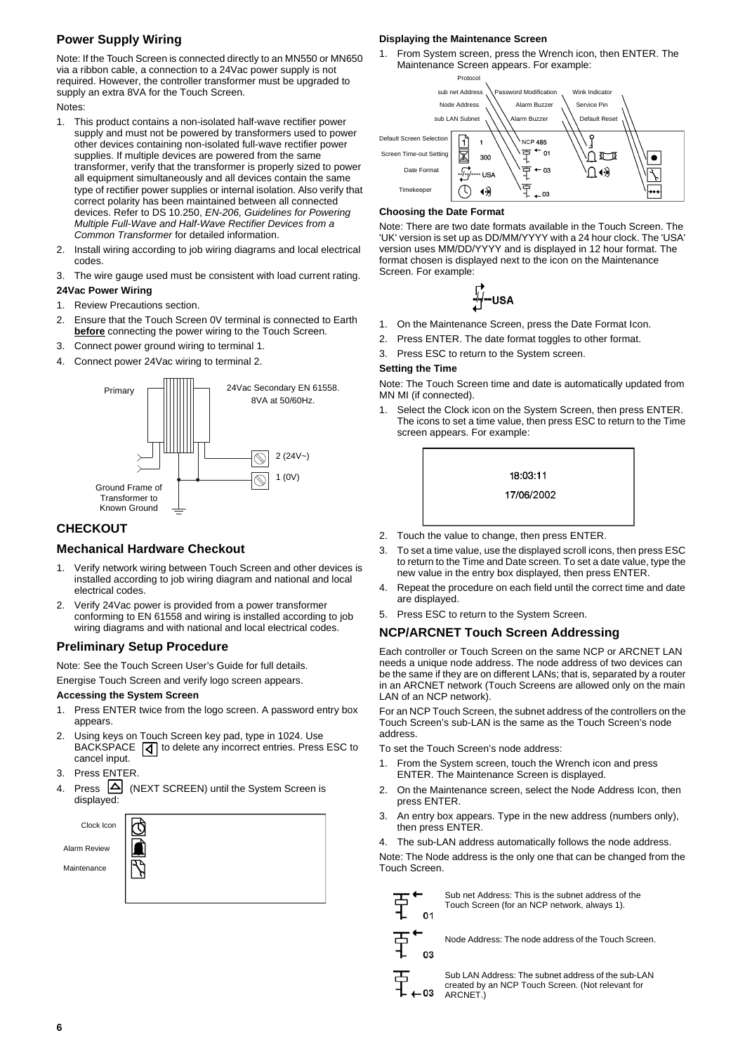## Power Supply Wiring

Note: If the Touch Screen is connected directly to an MN550 or MN650 via a ribbon cable, a connection to a 24Vac power supply is not required. However, the controller transformer must be upgraded to supply an extra 8VA for the Touch Screen.

Notes:

1. This product contains a non-isolated half-wave rectifier power supply and must not be powered by transformers used to power other devices containing non-isolated full-wave rectifier power supplies. If multiple devices are powered from the same transformer, verify that the transformer is properly sized to power all equipment simultaneously and all devices contain the same type of rectifier power supplies or internal isolation. Also verify that correct polarity has been maintained between all connected devices. Refer to DS 10.250, *EN-206, Guidelines for Powering Multiple Full-Wave and Half-Wave Rectifier Devices from a Common Transformer* for detailed information.
2. Install wiring according to job wiring diagrams and local electrical codes.
3. The wire gauge used must be consistent with load current rating.

**24Vac Power Wiring**

1. Review Precautions section.
2. Ensure that the Touch Screen 0V terminal is connected to Earth **before** connecting the power wiring to the Touch Screen.
3. Connect power ground wiring to terminal 1.
4. Connect power 24Vac wiring to terminal 2.

Primary — 24Vac Secondary EN 61558. 8VA at 50/60Hz. — 2 (24V~) — 1 (0V) — Ground Frame of Transformer to Known Ground

## CHECKOUT

### Mechanical Hardware Checkout

1. Verify network wiring between Touch Screen and other devices is installed according to job wiring diagram and national and local electrical codes.
2. Verify 24Vac power is provided from a power transformer conforming to EN 61558 and wiring is installed according to job wiring diagrams and with national and local electrical codes.

### Preliminary Setup Procedure

Note: See the Touch Screen User's Guide for full details.

Energise Touch Screen and verify logo screen appears.

**Accessing the System Screen**

1. Press ENTER twice from the logo screen. A password entry box appears.
2. Using keys on Touch Screen key pad, type in 1024. Use BACKSPACE to delete any incorrect entries. Press ESC to cancel input.
3. Press ENTER.
4. Press (NEXT SCREEN) until the System Screen is displayed:

Clock Icon — Alarm Review — Maintenance

**Displaying the Maintenance Screen**

1. From System screen, press the Wrench icon, then ENTER. The Maintenance Screen appears. For example:

Protocol — sub net Address — Node Address — sub LAN Subnet — Password Modification — Alarm Buzzer — Alarm Buzzer — Wink Indicator — Service Pin — Default Reset — Default Screen Selection — Screen Time-out Setting — Date Format — Timekeeper — 1 — 300 — USA — NCP 485 — 01 — 03 — 03

**Choosing the Date Format**

Note: There are two date formats available in the Touch Screen. The 'UK' version is set up as DD/MM/YYYY with a 24 hour clock. The 'USA' version uses MM/DD/YYYY and is displayed in 12 hour format. The format chosen is displayed next to the icon on the Maintenance Screen. For example:

USA

1. On the Maintenance Screen, press the Date Format Icon.
2. Press ENTER. The date format toggles to other format.
3. Press ESC to return to the System screen.

**Setting the Time**

Note: The Touch Screen time and date is automatically updated from MN MI (if connected).

1. Select the Clock icon on the System Screen, then press ENTER. The icons to set a time value, then press ESC to return to the Time screen appears. For example:

18:03:11
17/06/2002

2. Touch the value to change, then press ENTER.
3. To set a time value, use the displayed scroll icons, then press ESC to return to the Time and Date screen. To set a date value, type the new value in the entry box displayed, then press ENTER.
4. Repeat the procedure on each field until the correct time and date are displayed.
5. Press ESC to return to the System Screen.

## NCP/ARCNET Touch Screen Addressing

Each controller or Touch Screen on the same NCP or ARCNET LAN needs a unique node address. The node address of two devices can be the same if they are on different LANs; that is, separated by a router in an ARCNET network (Touch Screens are allowed only on the main LAN of an NCP network).

For an NCP Touch Screen, the subnet address of the controllers on the Touch Screen's sub-LAN is the same as the Touch Screen's node address.

To set the Touch Screen's node address:

1. From the System screen, touch the Wrench icon and press ENTER. The Maintenance Screen is displayed.
2. On the Maintenance screen, select the Node Address Icon, then press ENTER.
3. An entry box appears. Type in the new address (numbers only), then press ENTER.
4. The sub-LAN address automatically follows the node address.

Note: The Node address is the only one that can be changed from the Touch Screen.

01 — Sub net Address: This is the subnet address of the Touch Screen (for an NCP network, always 1).

03 — Node Address: The node address of the Touch Screen.

03 — Sub LAN Address: The subnet address of the sub-LAN created by an NCP Touch Screen. (Not relevant for ARCNET.)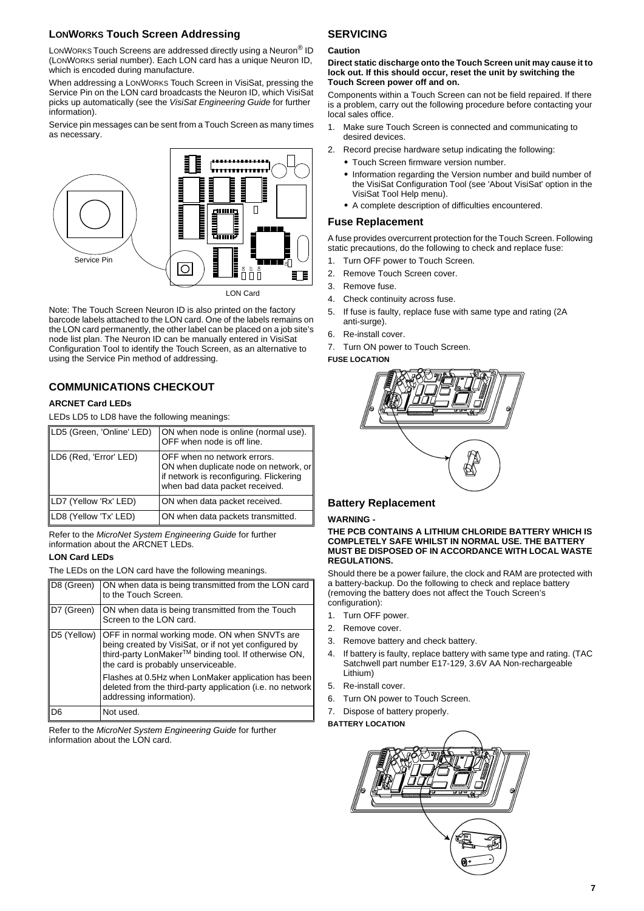## LONWORKS Touch Screen Addressing

LONWORKS Touch Screens are addressed directly using a Neuron® ID (LONWORKS serial number). Each LON card has a unique Neuron ID, which is encoded during manufacture.

When addressing a LONWORKS Touch Screen in VisiSat, pressing the Service Pin on the LON card broadcasts the Neuron ID, which VisiSat picks up automatically (see the *VisiSat Engineering Guide* for further information).

Service pin messages can be sent from a Touch Screen as many times as necessary.

Service Pin

LON Card

Note: The Touch Screen Neuron ID is also printed on the factory barcode labels attached to the LON card. One of the labels remains on the LON card permanently, the other label can be placed on a job site's node list plan. The Neuron ID can be manually entered in VisiSat Configuration Tool to identify the Touch Screen, as an alternative to using the Service Pin method of addressing.

## COMMUNICATIONS CHECKOUT

### ARCNET Card LEDs

LEDs LD5 to LD8 have the following meanings:

| LED | Meaning |
|---|---|
| LD5 (Green, 'Online' LED) | ON when node is online (normal use). OFF when node is off line. |
| LD6 (Red, 'Error' LED) | OFF when no network errors. ON when duplicate node on network, or if network is reconfiguring. Flickering when bad data packet received. |
| LD7 (Yellow 'Rx' LED) | ON when data packet received. |
| LD8 (Yellow 'Tx' LED) | ON when data packets transmitted. |

Refer to the *MicroNet System Engineering Guide* for further information about the ARCNET LEDs.

### LON Card LEDs

The LEDs on the LON card have the following meanings.

| LED | Meaning |
|---|---|
| D8 (Green) | ON when data is being transmitted from the LON card to the Touch Screen. |
| D7 (Green) | ON when data is being transmitted from the Touch Screen to the LON card. |
| D5 (Yellow) | OFF in normal working mode. ON when SNVTs are being created by VisiSat, or if not yet configured by third-party LonMaker™ binding tool. If otherwise ON, the card is probably unserviceable. Flashes at 0.5Hz when LonMaker application has been deleted from the third-party application (i.e. no network addressing information). |
| D6 | Not used. |

Refer to the *MicroNet System Engineering Guide* for further information about the LON card.

## SERVICING

**Caution**

**Direct static discharge onto the Touch Screen unit may cause it to lock out. If this should occur, reset the unit by switching the Touch Screen power off and on.**

Components within a Touch Screen can not be field repaired. If there is a problem, carry out the following procedure before contacting your local sales office.

1. Make sure Touch Screen is connected and communicating to desired devices.
2. Record precise hardware setup indicating the following:
   - Touch Screen firmware version number.
   - Information regarding the Version number and build number of the VisiSat Configuration Tool (see 'About VisiSat' option in the VisiSat Tool Help menu).
   - A complete description of difficulties encountered.

### Fuse Replacement

A fuse provides overcurrent protection for the Touch Screen. Following static precautions, do the following to check and replace fuse:

1. Turn OFF power to Touch Screen.
2. Remove Touch Screen cover.
3. Remove fuse.
4. Check continuity across fuse.
5. If fuse is faulty, replace fuse with same type and rating (2A anti-surge).
6. Re-install cover.
7. Turn ON power to Touch Screen.

**FUSE LOCATION**

### Battery Replacement

**WARNING -**

**THE PCB CONTAINS A LITHIUM CHLORIDE BATTERY WHICH IS COMPLETELY SAFE WHILST IN NORMAL USE. THE BATTERY MUST BE DISPOSED OF IN ACCORDANCE WITH LOCAL WASTE REGULATIONS.**

Should there be a power failure, the clock and RAM are protected with a battery-backup. Do the following to check and replace battery (removing the battery does not affect the Touch Screen's configuration):

1. Turn OFF power.
2. Remove cover.
3. Remove battery and check battery.
4. If battery is faulty, replace battery with same type and rating. (TAC Satchwell part number E17-129, 3.6V AA Non-rechargeable Lithium)
5. Re-install cover.
6. Turn ON power to Touch Screen.
7. Dispose of battery properly.

**BATTERY LOCATION**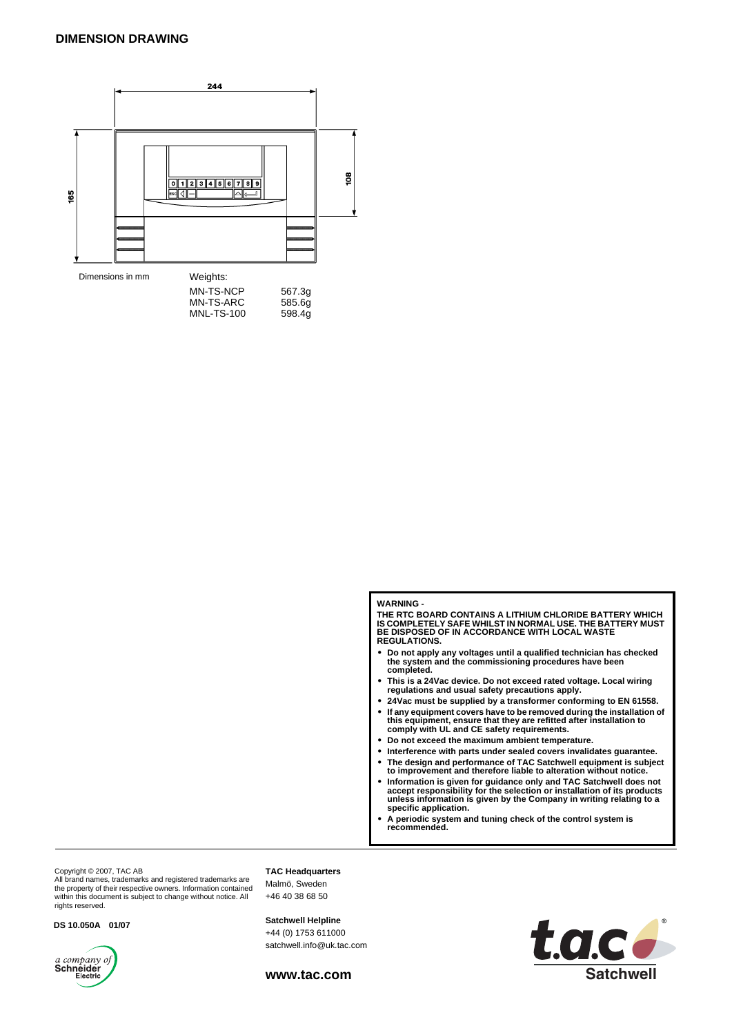## DIMENSION DRAWING

244

165

108

Dimensions in mm

Weights:

| | |
|---|---|
| MN-TS-NCP | 567.3g |
| MN-TS-ARC | 585.6g |
| MNL-TS-100 | 598.4g |

**WARNING -**

**THE RTC BOARD CONTAINS A LITHIUM CHLORIDE BATTERY WHICH IS COMPLETELY SAFE WHILST IN NORMAL USE. THE BATTERY MUST BE DISPOSED OF IN ACCORDANCE WITH LOCAL WASTE REGULATIONS.**

- **Do not apply any voltages until a qualified technician has checked the system and the commissioning procedures have been completed.**
- **This is a 24Vac device. Do not exceed rated voltage. Local wiring regulations and usual safety precautions apply.**
- **24Vac must be supplied by a transformer conforming to EN 61558.**
- **If any equipment covers have to be removed during the installation of this equipment, ensure that they are refitted after installation to comply with UL and CE safety requirements.**
- **Do not exceed the maximum ambient temperature.**
- **Interference with parts under sealed covers invalidates guarantee.**
- **The design and performance of TAC Satchwell equipment is subject to improvement and therefore liable to alteration without notice.**
- **Information is given for guidance only and TAC Satchwell does not accept responsibility for the selection or installation of its products unless information is given by the Company in writing relating to a specific application.**
- **A periodic system and tuning check of the control system is recommended.**

Copyright © 2007, TAC AB
All brand names, trademarks and registered trademarks are the property of their respective owners. Information contained within this document is subject to change without notice. All rights reserved.

**DS 10.050A 01/07**

a company of Schneider Electric

**TAC Headquarters**
Malmö, Sweden
+46 40 38 68 50

**Satchwell Helpline**
+44 (0) 1753 611000
satchwell.info@uk.tac.com

**www.tac.com**

t.a.c Satchwell